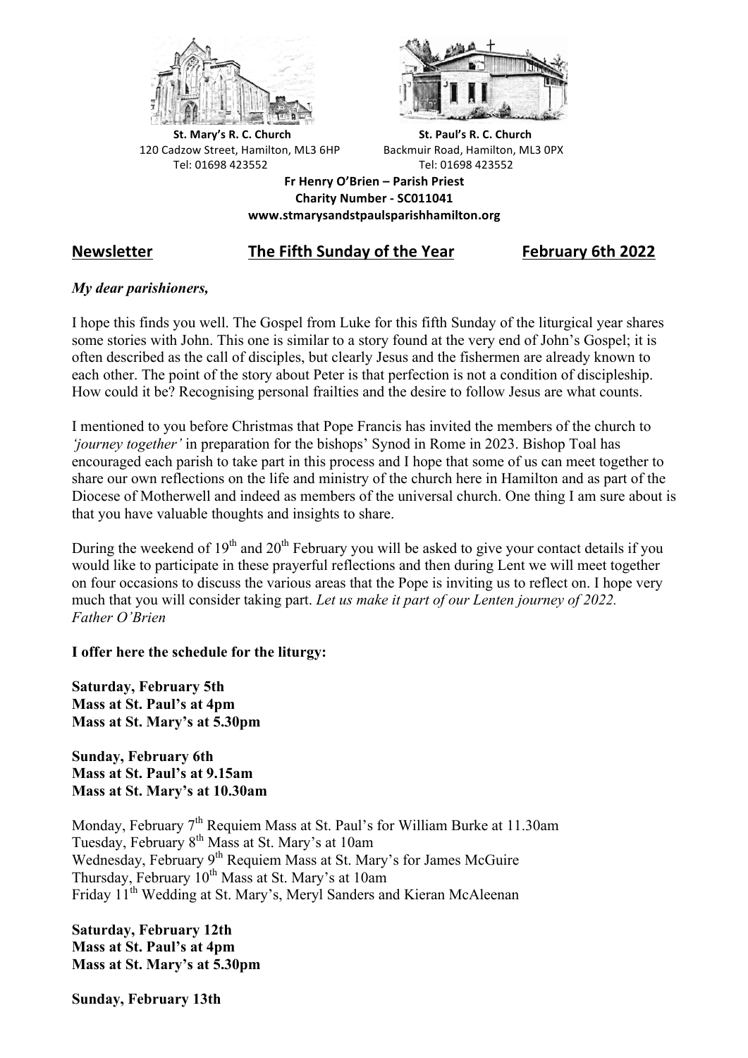**St. Mary's R. C. Church**
120 Cadzow Street, Hamilton, ML3 6HP
Tel: 01698 423552

**St. Paul's R. C. Church**
Backmuir Road, Hamilton, ML3 0PX
Tel: 01698 423552

**Fr Henry O'Brien – Parish Priest**
**Charity Number - SC011041**
**www.stmarysandstpaulsparishhamilton.org**

## Newsletter — The Fifth Sunday of the Year — February 6th 2022

***My dear parishioners,***

I hope this finds you well. The Gospel from Luke for this fifth Sunday of the liturgical year shares some stories with John. This one is similar to a story found at the very end of John's Gospel; it is often described as the call of disciples, but clearly Jesus and the fishermen are already known to each other. The point of the story about Peter is that perfection is not a condition of discipleship. How could it be? Recognising personal frailties and the desire to follow Jesus are what counts.

I mentioned to you before Christmas that Pope Francis has invited the members of the church to *'journey together'* in preparation for the bishops' Synod in Rome in 2023. Bishop Toal has encouraged each parish to take part in this process and I hope that some of us can meet together to share our own reflections on the life and ministry of the church here in Hamilton and as part of the Diocese of Motherwell and indeed as members of the universal church. One thing I am sure about is that you have valuable thoughts and insights to share.

During the weekend of 19th and 20th February you will be asked to give your contact details if you would like to participate in these prayerful reflections and then during Lent we will meet together on four occasions to discuss the various areas that the Pope is inviting us to reflect on. I hope very much that you will consider taking part. *Let us make it part of our Lenten journey of 2022.*
*Father O'Brien*

**I offer here the schedule for the liturgy:**

**Saturday, February 5th**
**Mass at St. Paul's at 4pm**
**Mass at St. Mary's at 5.30pm**

**Sunday, February 6th**
**Mass at St. Paul's at 9.15am**
**Mass at St. Mary's at 10.30am**

Monday, February 7th Requiem Mass at St. Paul's for William Burke at 11.30am
Tuesday, February 8th Mass at St. Mary's at 10am
Wednesday, February 9th Requiem Mass at St. Mary's for James McGuire
Thursday, February 10th Mass at St. Mary's at 10am
Friday 11th Wedding at St. Mary's, Meryl Sanders and Kieran McAleenan

**Saturday, February 12th**
**Mass at St. Paul's at 4pm**
**Mass at St. Mary's at 5.30pm**

**Sunday, February 13th**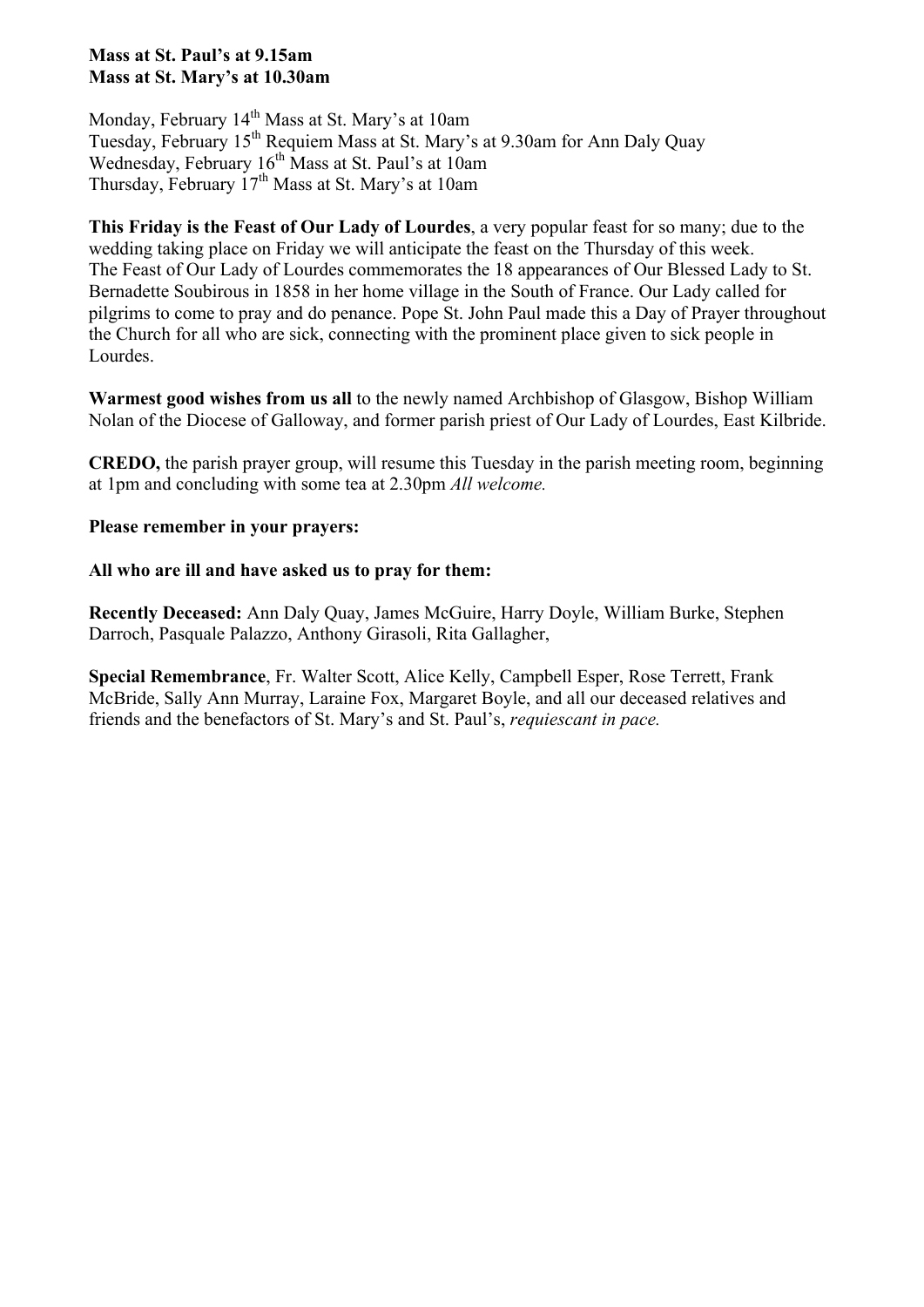**Mass at St. Paul's at 9.15am**
**Mass at St. Mary's at 10.30am**

Monday, February 14th Mass at St. Mary's at 10am
Tuesday, February 15th Requiem Mass at St. Mary's at 9.30am for Ann Daly Quay
Wednesday, February 16th Mass at St. Paul's at 10am
Thursday, February 17th Mass at St. Mary's at 10am

**This Friday is the Feast of Our Lady of Lourdes**, a very popular feast for so many; due to the wedding taking place on Friday we will anticipate the feast on the Thursday of this week.
The Feast of Our Lady of Lourdes commemorates the 18 appearances of Our Blessed Lady to St. Bernadette Soubirous in 1858 in her home village in the South of France. Our Lady called for pilgrims to come to pray and do penance. Pope St. John Paul made this a Day of Prayer throughout the Church for all who are sick, connecting with the prominent place given to sick people in Lourdes.

**Warmest good wishes from us all** to the newly named Archbishop of Glasgow, Bishop William Nolan of the Diocese of Galloway, and former parish priest of Our Lady of Lourdes, East Kilbride.

**CREDO,** the parish prayer group, will resume this Tuesday in the parish meeting room, beginning at 1pm and concluding with some tea at 2.30pm *All welcome.*

**Please remember in your prayers:**

**All who are ill and have asked us to pray for them:**

**Recently Deceased:** Ann Daly Quay, James McGuire, Harry Doyle, William Burke, Stephen Darroch, Pasquale Palazzo, Anthony Girasoli, Rita Gallagher,

**Special Remembrance**, Fr. Walter Scott, Alice Kelly, Campbell Esper, Rose Terrett, Frank McBride, Sally Ann Murray, Laraine Fox, Margaret Boyle, and all our deceased relatives and friends and the benefactors of St. Mary's and St. Paul's, *requiescant in pace.*